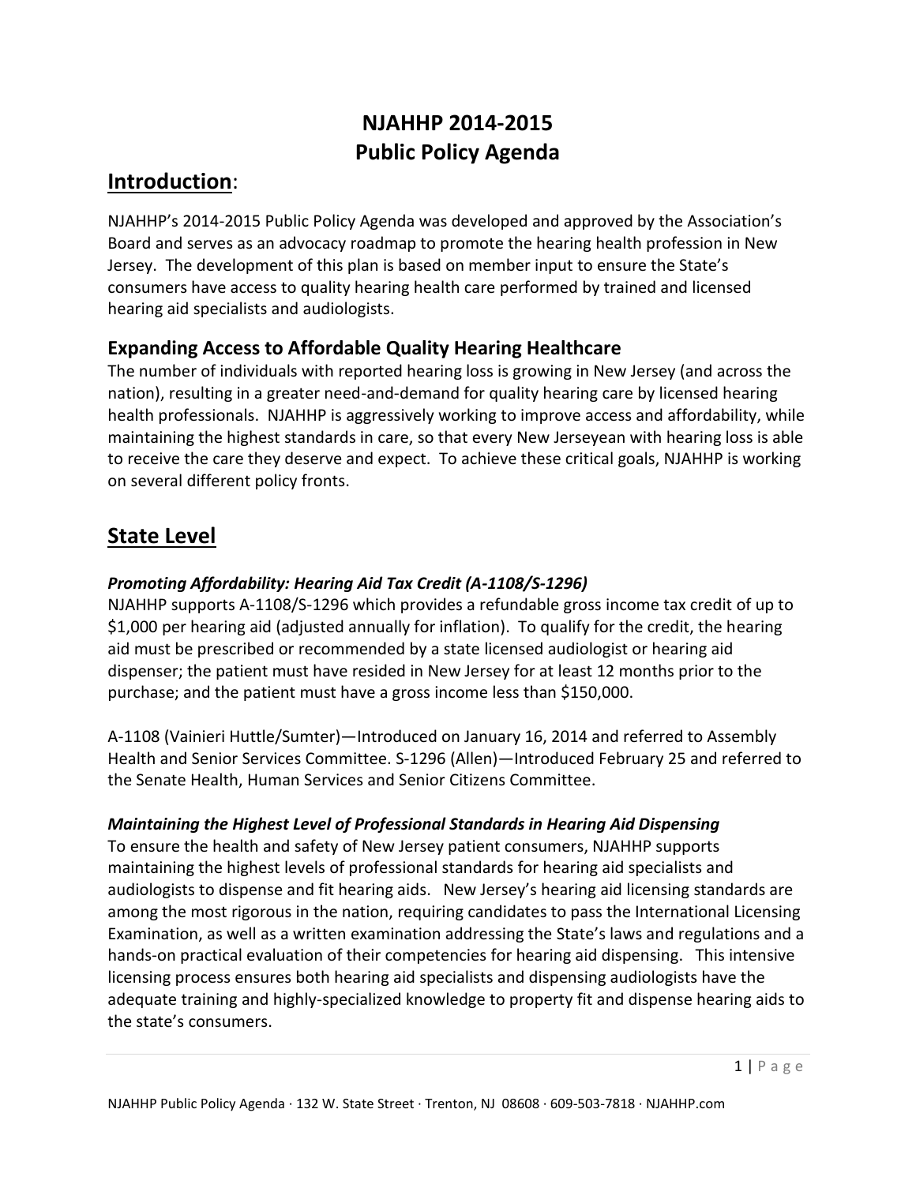# NJAHHP 2014-2015
# Public Policy Agenda

## Introduction:

NJAHHP's 2014-2015 Public Policy Agenda was developed and approved by the Association's Board and serves as an advocacy roadmap to promote the hearing health profession in New Jersey. The development of this plan is based on member input to ensure the State's consumers have access to quality hearing health care performed by trained and licensed hearing aid specialists and audiologists.

### Expanding Access to Affordable Quality Hearing Healthcare

The number of individuals with reported hearing loss is growing in New Jersey (and across the nation), resulting in a greater need-and-demand for quality hearing care by licensed hearing health professionals. NJAHHP is aggressively working to improve access and affordability, while maintaining the highest standards in care, so that every New Jerseyean with hearing loss is able to receive the care they deserve and expect. To achieve these critical goals, NJAHHP is working on several different policy fronts.

## State Level

#### *Promoting Affordability: Hearing Aid Tax Credit (A-1108/S-1296)*

NJAHHP supports A-1108/S-1296 which provides a refundable gross income tax credit of up to $1,000 per hearing aid (adjusted annually for inflation). To qualify for the credit, the hearing aid must be prescribed or recommended by a state licensed audiologist or hearing aid dispenser; the patient must have resided in New Jersey for at least 12 months prior to the purchase; and the patient must have a gross income less than $150,000.

A-1108 (Vainieri Huttle/Sumter)—Introduced on January 16, 2014 and referred to Assembly Health and Senior Services Committee. S-1296 (Allen)—Introduced February 25 and referred to the Senate Health, Human Services and Senior Citizens Committee.

#### *Maintaining the Highest Level of Professional Standards in Hearing Aid Dispensing*

To ensure the health and safety of New Jersey patient consumers, NJAHHP supports maintaining the highest levels of professional standards for hearing aid specialists and audiologists to dispense and fit hearing aids. New Jersey's hearing aid licensing standards are among the most rigorous in the nation, requiring candidates to pass the International Licensing Examination, as well as a written examination addressing the State's laws and regulations and a hands-on practical evaluation of their competencies for hearing aid dispensing. This intensive licensing process ensures both hearing aid specialists and dispensing audiologists have the adequate training and highly-specialized knowledge to property fit and dispense hearing aids to the state's consumers.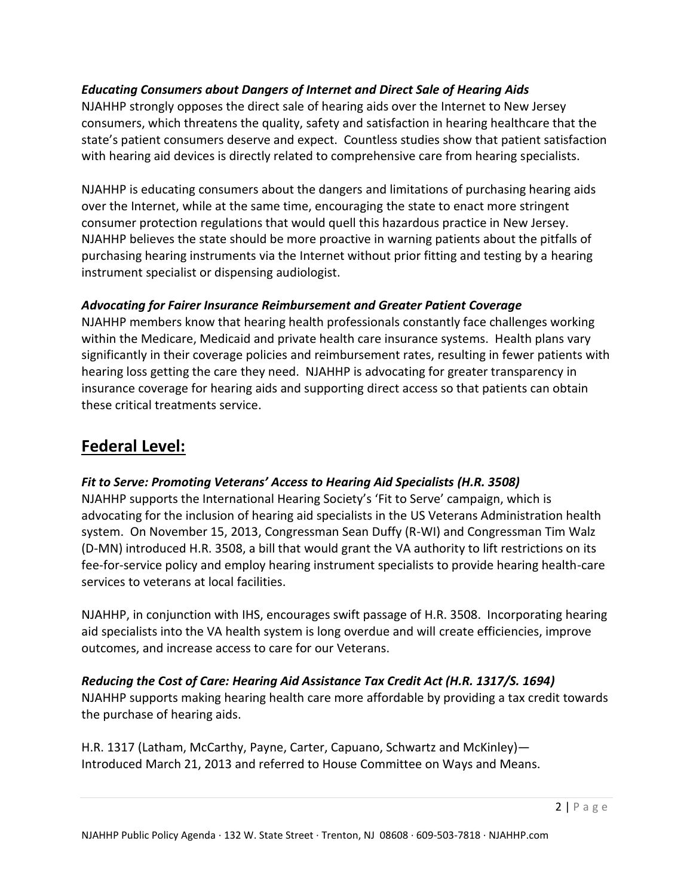### *Educating Consumers about Dangers of Internet and Direct Sale of Hearing Aids*

NJAHHP strongly opposes the direct sale of hearing aids over the Internet to New Jersey consumers, which threatens the quality, safety and satisfaction in hearing healthcare that the state's patient consumers deserve and expect. Countless studies show that patient satisfaction with hearing aid devices is directly related to comprehensive care from hearing specialists.

NJAHHP is educating consumers about the dangers and limitations of purchasing hearing aids over the Internet, while at the same time, encouraging the state to enact more stringent consumer protection regulations that would quell this hazardous practice in New Jersey. NJAHHP believes the state should be more proactive in warning patients about the pitfalls of purchasing hearing instruments via the Internet without prior fitting and testing by a hearing instrument specialist or dispensing audiologist.

### *Advocating for Fairer Insurance Reimbursement and Greater Patient Coverage*

NJAHHP members know that hearing health professionals constantly face challenges working within the Medicare, Medicaid and private health care insurance systems. Health plans vary significantly in their coverage policies and reimbursement rates, resulting in fewer patients with hearing loss getting the care they need. NJAHHP is advocating for greater transparency in insurance coverage for hearing aids and supporting direct access so that patients can obtain these critical treatments service.

## Federal Level:

### *Fit to Serve: Promoting Veterans' Access to Hearing Aid Specialists (H.R. 3508)*

NJAHHP supports the International Hearing Society's 'Fit to Serve' campaign, which is advocating for the inclusion of hearing aid specialists in the US Veterans Administration health system. On November 15, 2013, Congressman Sean Duffy (R-WI) and Congressman Tim Walz (D-MN) introduced H.R. 3508, a bill that would grant the VA authority to lift restrictions on its fee-for-service policy and employ hearing instrument specialists to provide hearing health-care services to veterans at local facilities.

NJAHHP, in conjunction with IHS, encourages swift passage of H.R. 3508. Incorporating hearing aid specialists into the VA health system is long overdue and will create efficiencies, improve outcomes, and increase access to care for our Veterans.

### *Reducing the Cost of Care: Hearing Aid Assistance Tax Credit Act (H.R. 1317/S. 1694)*

NJAHHP supports making hearing health care more affordable by providing a tax credit towards the purchase of hearing aids.

H.R. 1317 (Latham, McCarthy, Payne, Carter, Capuano, Schwartz and McKinley)— Introduced March 21, 2013 and referred to House Committee on Ways and Means.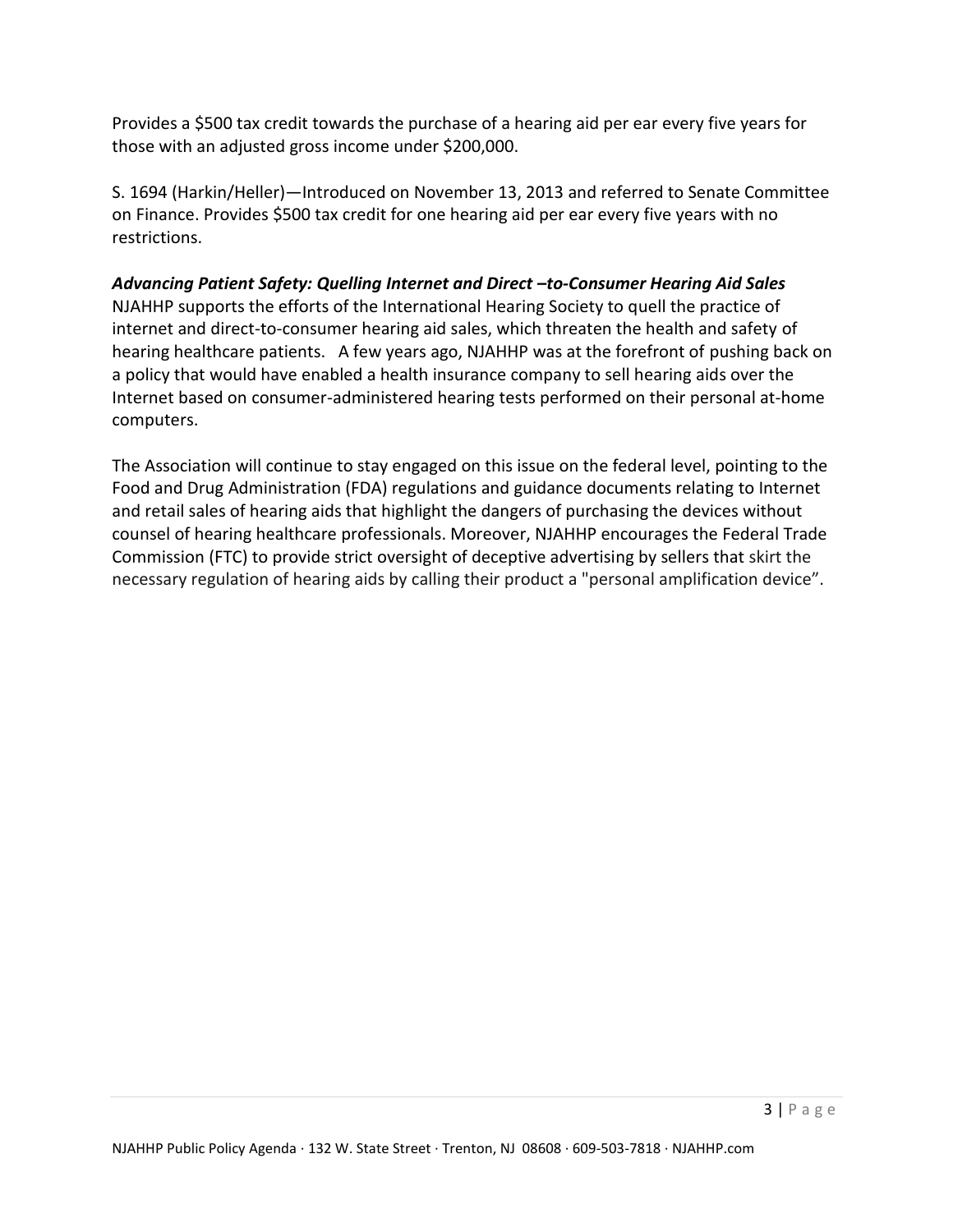Provides a $500 tax credit towards the purchase of a hearing aid per ear every five years for those with an adjusted gross income under $200,000.

S. 1694 (Harkin/Heller)—Introduced on November 13, 2013 and referred to Senate Committee on Finance. Provides $500 tax credit for one hearing aid per ear every five years with no restrictions.

***Advancing Patient Safety: Quelling Internet and Direct –to-Consumer Hearing Aid Sales***

NJAHHP supports the efforts of the International Hearing Society to quell the practice of internet and direct-to-consumer hearing aid sales, which threaten the health and safety of hearing healthcare patients. A few years ago, NJAHHP was at the forefront of pushing back on a policy that would have enabled a health insurance company to sell hearing aids over the Internet based on consumer-administered hearing tests performed on their personal at-home computers.

The Association will continue to stay engaged on this issue on the federal level, pointing to the Food and Drug Administration (FDA) regulations and guidance documents relating to Internet and retail sales of hearing aids that highlight the dangers of purchasing the devices without counsel of hearing healthcare professionals. Moreover, NJAHHP encourages the Federal Trade Commission (FTC) to provide strict oversight of deceptive advertising by sellers that skirt the necessary regulation of hearing aids by calling their product a "personal amplification device".